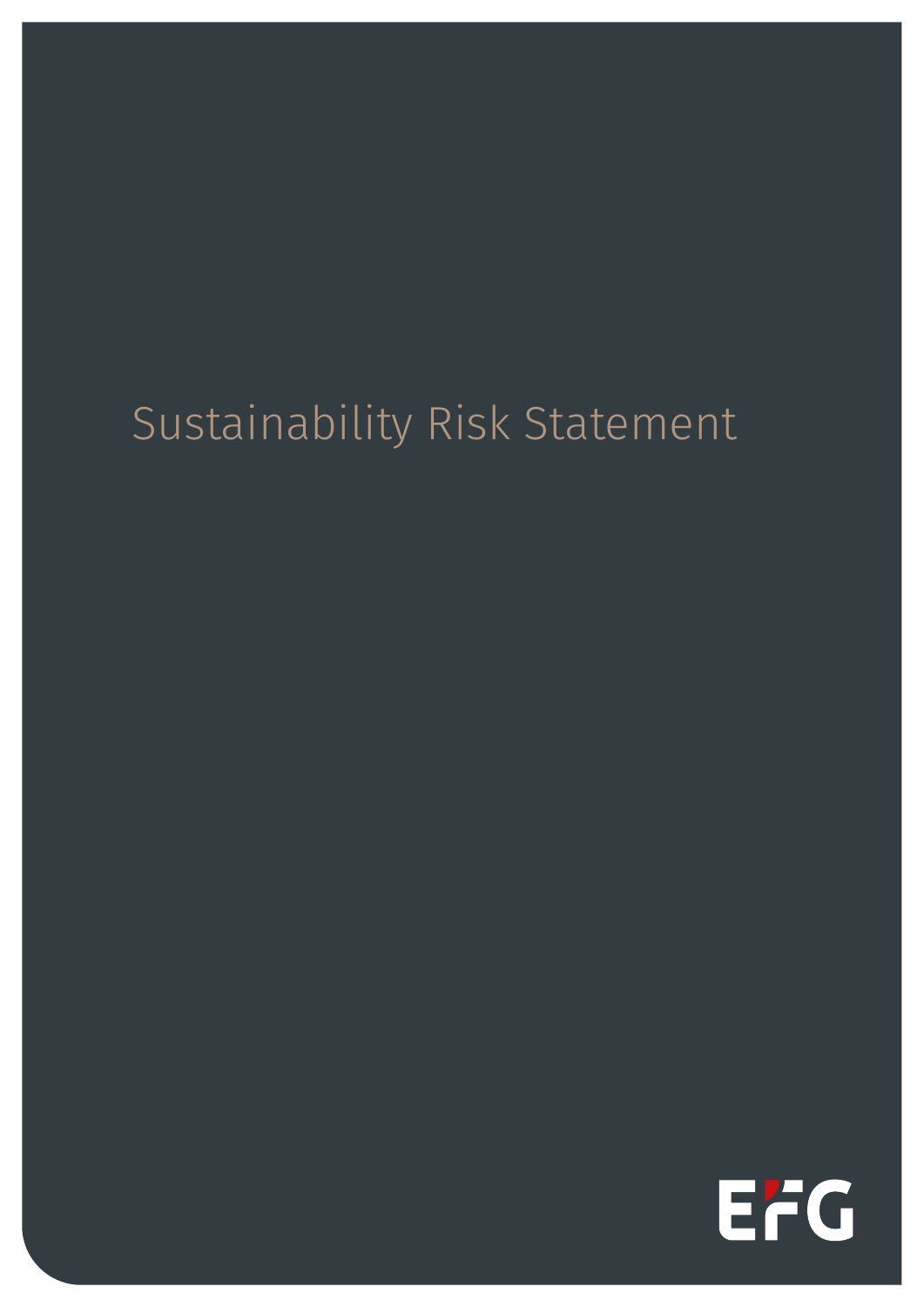# Sustainability Risk Statement

EFG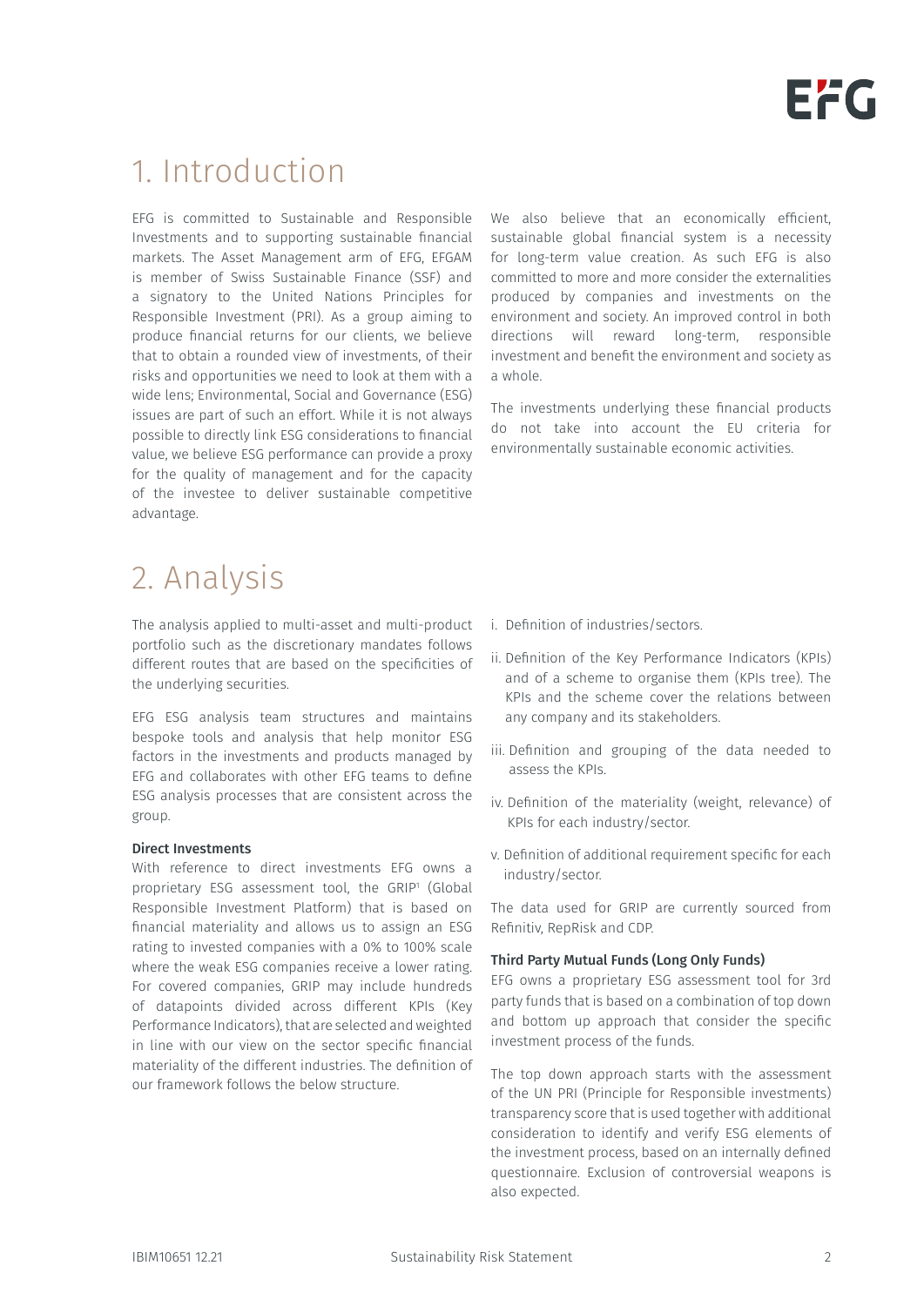# 1. Introduction

EFG is committed to Sustainable and Responsible Investments and to supporting sustainable financial markets. The Asset Management arm of EFG, EFGAM is member of Swiss Sustainable Finance (SSF) and a signatory to the United Nations Principles for Responsible Investment (PRI). As a group aiming to produce financial returns for our clients, we believe that to obtain a rounded view of investments, of their risks and opportunities we need to look at them with a wide lens; Environmental, Social and Governance (ESG) issues are part of such an effort. While it is not always possible to directly link ESG considerations to financial value, we believe ESG performance can provide a proxy for the quality of management and for the capacity of the investee to deliver sustainable competitive advantage.

We also believe that an economically efficient, sustainable global financial system is a necessity for long-term value creation. As such EFG is also committed to more and more consider the externalities produced by companies and investments on the environment and society. An improved control in both directions will reward long-term, responsible investment and benefit the environment and society as a whole.

The investments underlying these financial products do not take into account the EU criteria for environmentally sustainable economic activities.

# 2. Analysis

The analysis applied to multi-asset and multi-product portfolio such as the discretionary mandates follows different routes that are based on the specificities of the underlying securities.

EFG ESG analysis team structures and maintains bespoke tools and analysis that help monitor ESG factors in the investments and products managed by EFG and collaborates with other EFG teams to define ESG analysis processes that are consistent across the group.

**Direct Investments**

With reference to direct investments EFG owns a proprietary ESG assessment tool, the GRIP[1] (Global Responsible Investment Platform) that is based on financial materiality and allows us to assign an ESG rating to invested companies with a 0% to 100% scale where the weak ESG companies receive a lower rating. For covered companies, GRIP may include hundreds of datapoints divided across different KPIs (Key Performance Indicators), that are selected and weighted in line with our view on the sector specific financial materiality of the different industries. The definition of our framework follows the below structure.

i. Definition of industries/sectors.

ii. Definition of the Key Performance Indicators (KPIs) and of a scheme to organise them (KPIs tree). The KPIs and the scheme cover the relations between any company and its stakeholders.

iii. Definition and grouping of the data needed to assess the KPIs.

iv. Definition of the materiality (weight, relevance) of KPIs for each industry/sector.

v. Definition of additional requirement specific for each industry/sector.

The data used for GRIP are currently sourced from Refinitiv, RepRisk and CDP.

**Third Party Mutual Funds (Long Only Funds)**

EFG owns a proprietary ESG assessment tool for 3rd party funds that is based on a combination of top down and bottom up approach that consider the specific investment process of the funds.

The top down approach starts with the assessment of the UN PRI (Principle for Responsible investments) transparency score that is used together with additional consideration to identify and verify ESG elements of the investment process, based on an internally defined questionnaire. Exclusion of controversial weapons is also expected.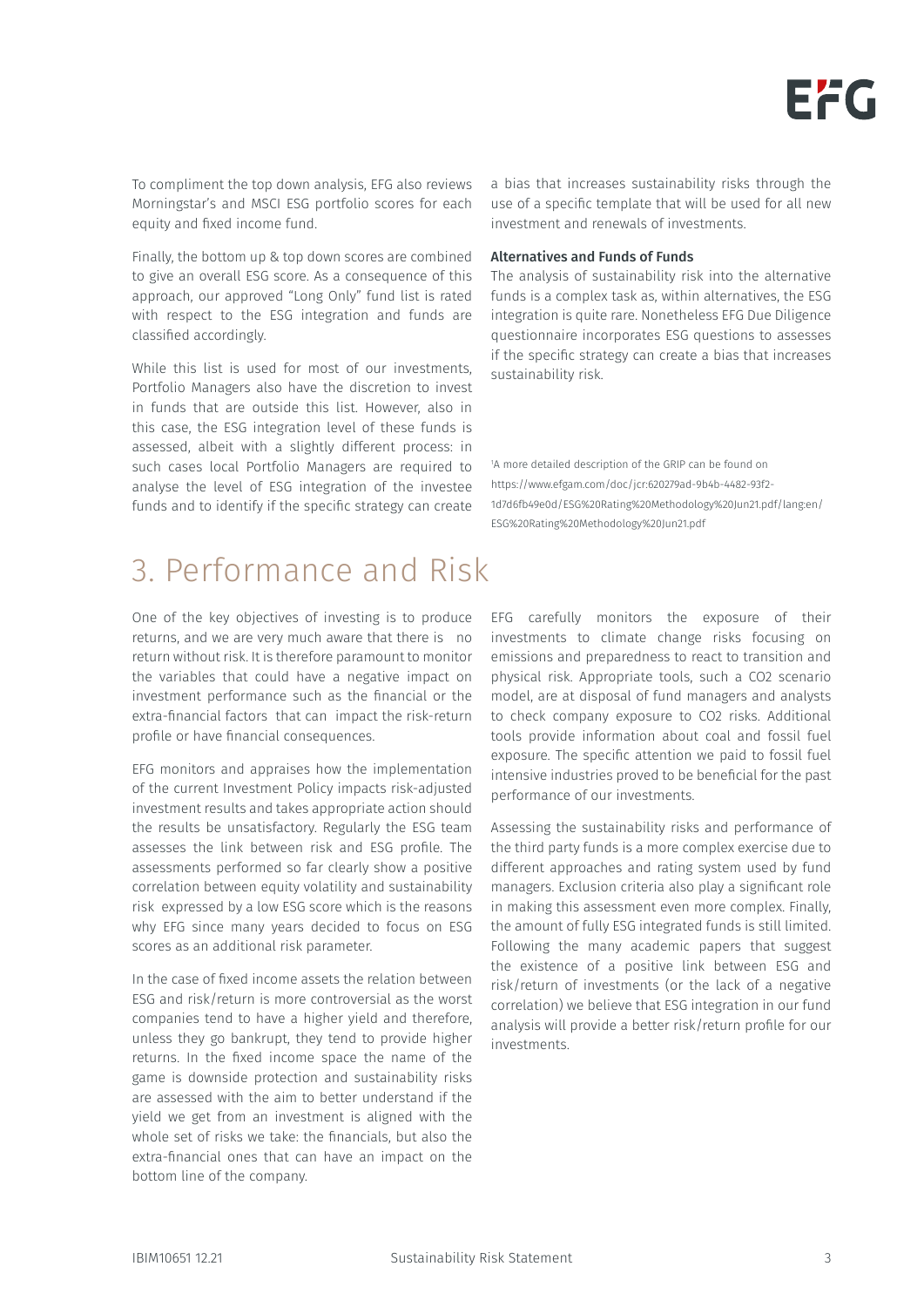To compliment the top down analysis, EFG also reviews Morningstar's and MSCI ESG portfolio scores for each equity and fixed income fund.

Finally, the bottom up & top down scores are combined to give an overall ESG score. As a consequence of this approach, our approved "Long Only" fund list is rated with respect to the ESG integration and funds are classified accordingly.

While this list is used for most of our investments, Portfolio Managers also have the discretion to invest in funds that are outside this list. However, also in this case, the ESG integration level of these funds is assessed, albeit with a slightly different process: in such cases local Portfolio Managers are required to analyse the level of ESG integration of the investee funds and to identify if the specific strategy can create a bias that increases sustainability risks through the use of a specific template that will be used for all new investment and renewals of investments.

**Alternatives and Funds of Funds**

The analysis of sustainability risk into the alternative funds is a complex task as, within alternatives, the ESG integration is quite rare. Nonetheless EFG Due Diligence questionnaire incorporates ESG questions to assesses if the specific strategy can create a bias that increases sustainability risk.

[1]A more detailed description of the GRIP can be found on https://www.efgam.com/doc/jcr:620279ad-9b4b-4482-93f2-1d7d6fb49e0d/ESG%20Rating%20Methodology%20Jun21.pdf/lang:en/ESG%20Rating%20Methodology%20Jun21.pdf

# 3. Performance and Risk

One of the key objectives of investing is to produce returns, and we are very much aware that there is no return without risk. It is therefore paramount to monitor the variables that could have a negative impact on investment performance such as the financial or the extra-financial factors that can impact the risk-return profile or have financial consequences.

EFG monitors and appraises how the implementation of the current Investment Policy impacts risk-adjusted investment results and takes appropriate action should the results be unsatisfactory. Regularly the ESG team assesses the link between risk and ESG profile. The assessments performed so far clearly show a positive correlation between equity volatility and sustainability risk expressed by a low ESG score which is the reasons why EFG since many years decided to focus on ESG scores as an additional risk parameter.

In the case of fixed income assets the relation between ESG and risk/return is more controversial as the worst companies tend to have a higher yield and therefore, unless they go bankrupt, they tend to provide higher returns. In the fixed income space the name of the game is downside protection and sustainability risks are assessed with the aim to better understand if the yield we get from an investment is aligned with the whole set of risks we take: the financials, but also the extra-financial ones that can have an impact on the bottom line of the company.

EFG carefully monitors the exposure of their investments to climate change risks focusing on emissions and preparedness to react to transition and physical risk. Appropriate tools, such a $CO_2$ scenario model, are at disposal of fund managers and analysts to check company exposure to $CO_2$ risks. Additional tools provide information about coal and fossil fuel exposure. The specific attention we paid to fossil fuel intensive industries proved to be beneficial for the past performance of our investments.

Assessing the sustainability risks and performance of the third party funds is a more complex exercise due to different approaches and rating system used by fund managers. Exclusion criteria also play a significant role in making this assessment even more complex. Finally, the amount of fully ESG integrated funds is still limited. Following the many academic papers that suggest the existence of a positive link between ESG and risk/return of investments (or the lack of a negative correlation) we believe that ESG integration in our fund analysis will provide a better risk/return profile for our investments.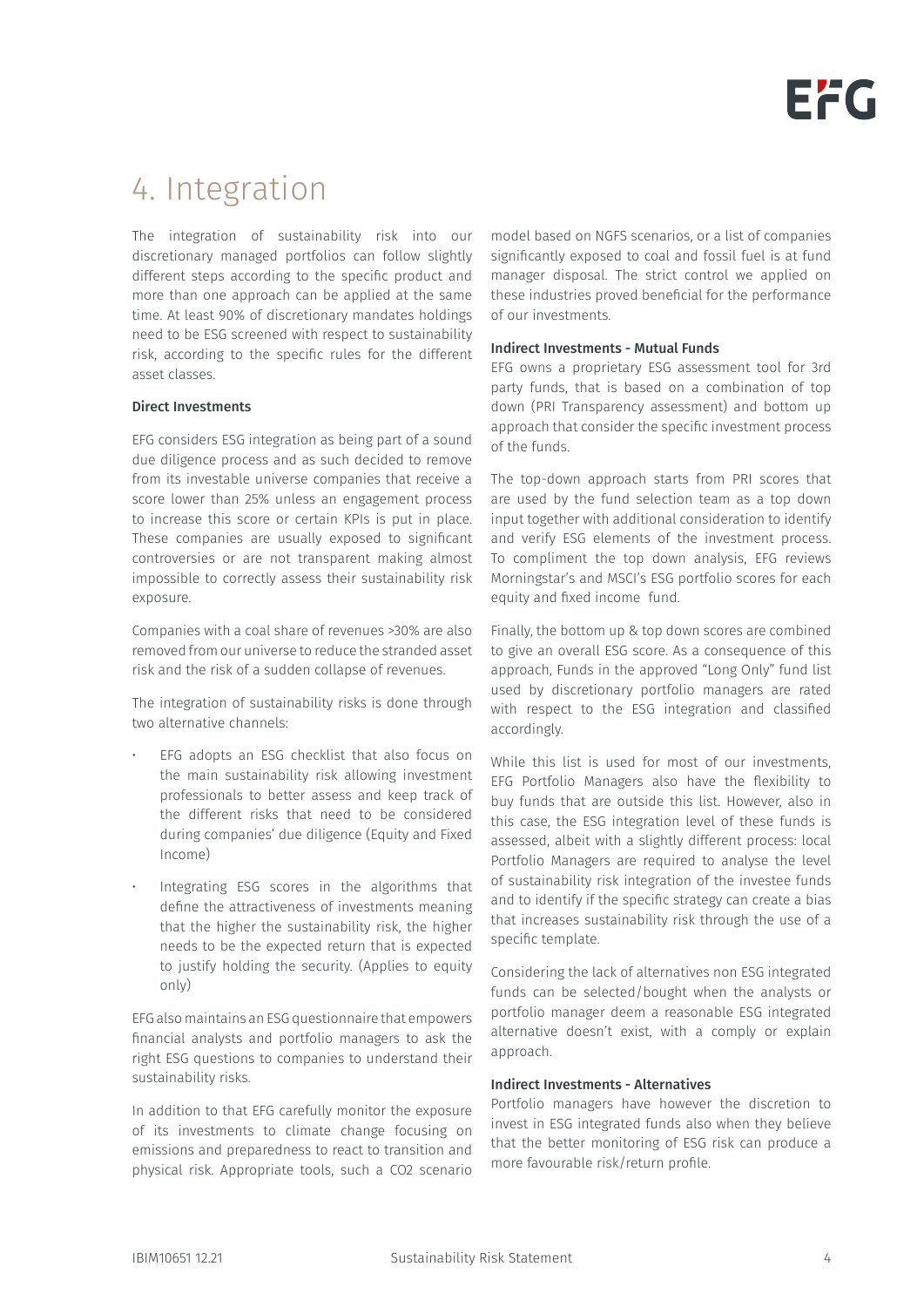# 4. Integration

The integration of sustainability risk into our discretionary managed portfolios can follow slightly different steps according to the specific product and more than one approach can be applied at the same time. At least 90% of discretionary mandates holdings need to be ESG screened with respect to sustainability risk, according to the specific rules for the different asset classes.

**Direct Investments**

EFG considers ESG integration as being part of a sound due diligence process and as such decided to remove from its investable universe companies that receive a score lower than 25% unless an engagement process to increase this score or certain KPIs is put in place. These companies are usually exposed to significant controversies or are not transparent making almost impossible to correctly assess their sustainability risk exposure.

Companies with a coal share of revenues >30% are also removed from our universe to reduce the stranded asset risk and the risk of a sudden collapse of revenues.

The integration of sustainability risks is done through two alternative channels:

- EFG adopts an ESG checklist that also focus on the main sustainability risk allowing investment professionals to better assess and keep track of the different risks that need to be considered during companies' due diligence (Equity and Fixed Income)
- Integrating ESG scores in the algorithms that define the attractiveness of investments meaning that the higher the sustainability risk, the higher needs to be the expected return that is expected to justify holding the security. (Applies to equity only)

EFG also maintains an ESG questionnaire that empowers financial analysts and portfolio managers to ask the right ESG questions to companies to understand their sustainability risks.

In addition to that EFG carefully monitor the exposure of its investments to climate change focusing on emissions and preparedness to react to transition and physical risk. Appropriate tools, such a $CO_2$ scenario model based on NGFS scenarios, or a list of companies significantly exposed to coal and fossil fuel is at fund manager disposal. The strict control we applied on these industries proved beneficial for the performance of our investments.

**Indirect Investments - Mutual Funds**

EFG owns a proprietary ESG assessment tool for 3rd party funds, that is based on a combination of top down (PRI Transparency assessment) and bottom up approach that consider the specific investment process of the funds.

The top-down approach starts from PRI scores that are used by the fund selection team as a top down input together with additional consideration to identify and verify ESG elements of the investment process. To compliment the top down analysis, EFG reviews Morningstar's and MSCI's ESG portfolio scores for each equity and fixed income fund.

Finally, the bottom up & top down scores are combined to give an overall ESG score. As a consequence of this approach, Funds in the approved "Long Only" fund list used by discretionary portfolio managers are rated with respect to the ESG integration and classified accordingly.

While this list is used for most of our investments, EFG Portfolio Managers also have the flexibility to buy funds that are outside this list. However, also in this case, the ESG integration level of these funds is assessed, albeit with a slightly different process: local Portfolio Managers are required to analyse the level of sustainability risk integration of the investee funds and to identify if the specific strategy can create a bias that increases sustainability risk through the use of a specific template.

Considering the lack of alternatives non ESG integrated funds can be selected/bought when the analysts or portfolio manager deem a reasonable ESG integrated alternative doesn't exist, with a comply or explain approach.

**Indirect Investments - Alternatives**

Portfolio managers have however the discretion to invest in ESG integrated funds also when they believe that the better monitoring of ESG risk can produce a more favourable risk/return profile.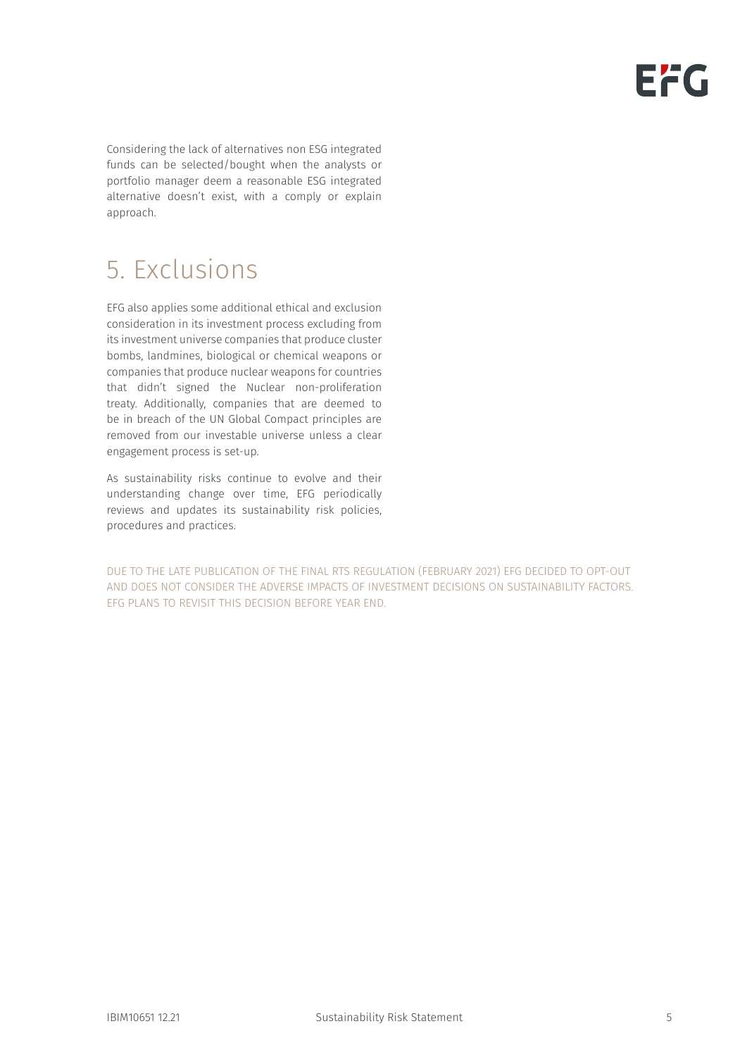Considering the lack of alternatives non ESG integrated funds can be selected/bought when the analysts or portfolio manager deem a reasonable ESG integrated alternative doesn't exist, with a comply or explain approach.

# 5. Exclusions

EFG also applies some additional ethical and exclusion consideration in its investment process excluding from its investment universe companies that produce cluster bombs, landmines, biological or chemical weapons or companies that produce nuclear weapons for countries that didn't signed the Nuclear non-proliferation treaty. Additionally, companies that are deemed to be in breach of the UN Global Compact principles are removed from our investable universe unless a clear engagement process is set-up.

As sustainability risks continue to evolve and their understanding change over time, EFG periodically reviews and updates its sustainability risk policies, procedures and practices.

DUE TO THE LATE PUBLICATION OF THE FINAL RTS REGULATION (FEBRUARY 2021) EFG DECIDED TO OPT-OUT AND DOES NOT CONSIDER THE ADVERSE IMPACTS OF INVESTMENT DECISIONS ON SUSTAINABILITY FACTORS. EFG PLANS TO REVISIT THIS DECISION BEFORE YEAR END.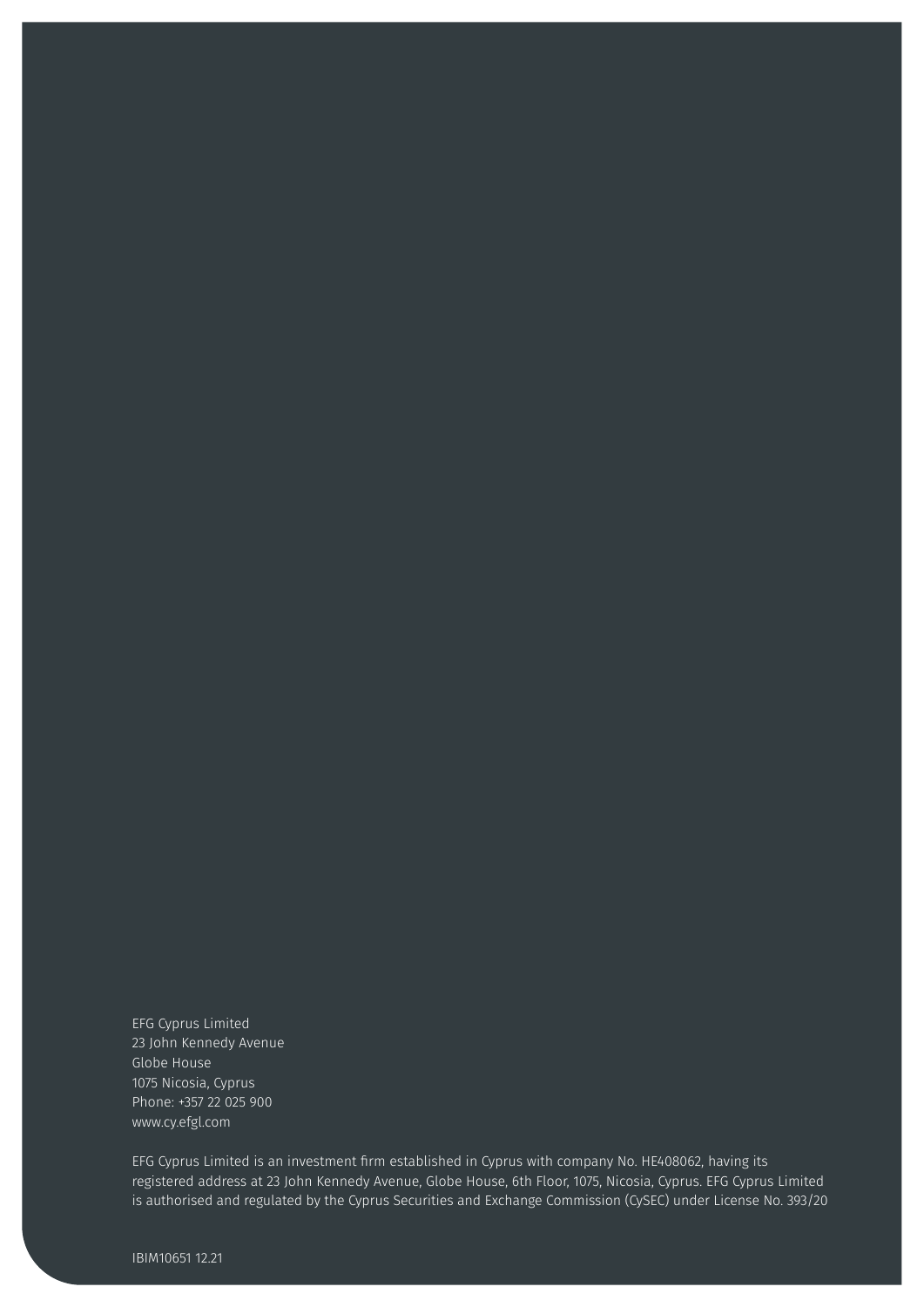EFG Cyprus Limited
23 John Kennedy Avenue
Globe House
1075 Nicosia, Cyprus
Phone: +357 22 025 900
www.cy.efgl.com

EFG Cyprus Limited is an investment firm established in Cyprus with company No. HE408062, having its registered address at 23 John Kennedy Avenue, Globe House, 6th Floor, 1075, Nicosia, Cyprus. EFG Cyprus Limited is authorised and regulated by the Cyprus Securities and Exchange Commission (CySEC) under License No. 393/20

IBIM10651 12.21